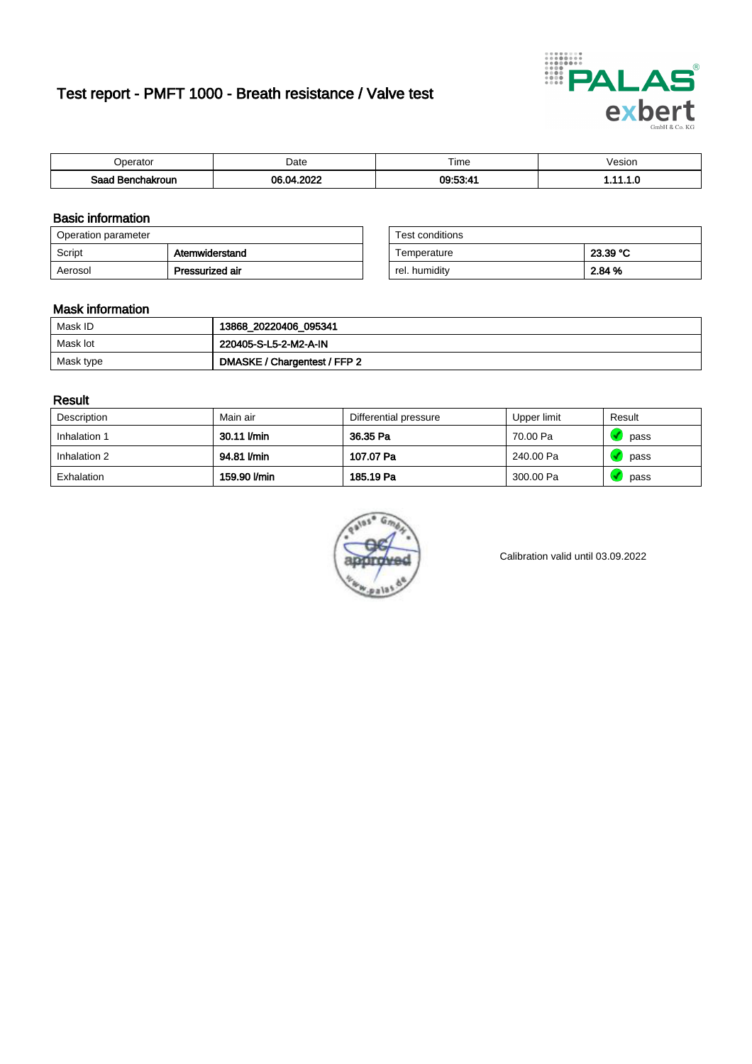# Test report - PMFT 1000 - Breath resistance / Valve test

| Operator | Date | Time | Vesion |
|---|---|---|---|
| **Saad Benchakroun** | **06.04.2022** | **09:53:41** | **1.11.1.0** |

## Basic information

| Operation parameter | |
|---|---|
| Script | **Atemwiderstand** |
| Aerosol | **Pressurized air** |

| Test conditions | |
|---|---|
| Temperature | **23.39 °C** |
| rel. humidity | **2.84 %** |

## Mask information

| | |
|---|---|
| Mask ID | **13868_20220406_095341** |
| Mask lot | **220405-S-L5-2-M2-A-IN** |
| Mask type | **DMASKE / Chargentest / FFP 2** |

## Result

| Description | Main air | Differential pressure | Upper limit | Result |
|---|---|---|---|---|
| Inhalation 1 | **30.11 l/min** | **36.35 Pa** | 70.00 Pa | pass |
| Inhalation 2 | **94.81 l/min** | **107.07 Pa** | 240.00 Pa | pass |
| Exhalation | **159.90 l/min** | **185.19 Pa** | 300.00 Pa | pass |

Calibration valid until 03.09.2022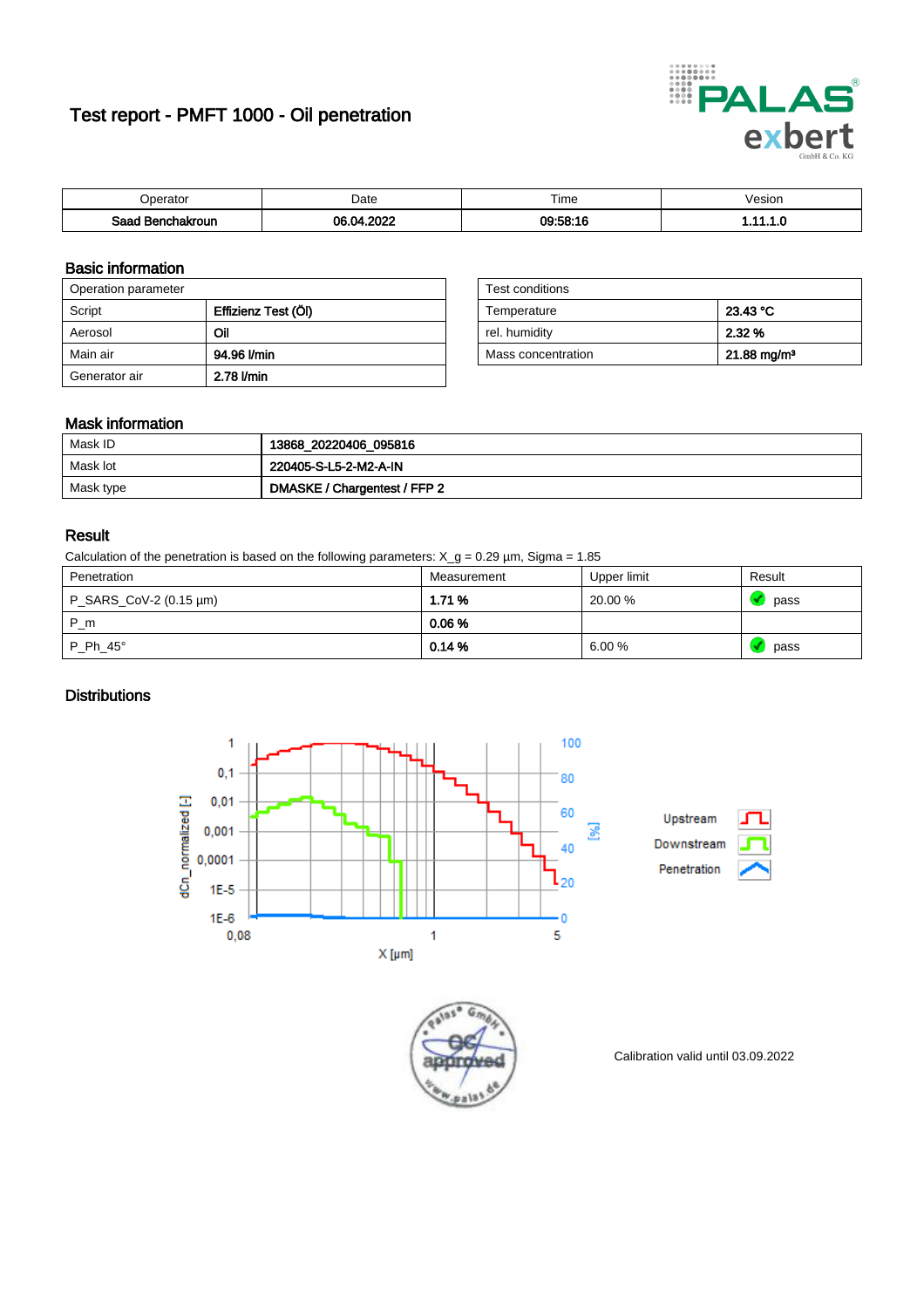# Test report - PMFT 1000 - Oil penetration

PALAS exbert GmbH & Co. KG

| Operator | Date | Time | Vesion |
|---|---|---|---|
| **Saad Benchakroun** | **06.04.2022** | **09:58:16** | **1.11.1.0** |

## Basic information

| Operation parameter | |
|---|---|
| Script | **Effizienz Test (Öl)** |
| Aerosol | **Oil** |
| Main air | **94.96 l/min** |
| Generator air | **2.78 l/min** |

| Test conditions | |
|---|---|
| Temperature | **23.43 °C** |
| rel. humidity | **2.32 %** |
| Mass concentration | **21.88 mg/m³** |

## Mask information

| | |
|---|---|
| Mask ID | **13868_20220406_095816** |
| Mask lot | **220405-S-L5-2-M2-A-IN** |
| Mask type | **DMASKE / Chargentest / FFP 2** |

## Result

Calculation of the penetration is based on the following parameters: X_g = 0.29 µm, Sigma = 1.85

| Penetration | Measurement | Upper limit | Result |
|---|---|---|---|
| P_SARS_CoV-2 (0.15 µm) | **1.71 %** | 20.00 % | pass |
| P_m | **0.06 %** | | |
| P_Ph_45° | **0.14 %** | 6.00 % | pass |

## Distributions

dCn_normalized [-]
1
0,1
0,01
0,001
0,0001
1E-5
1E-6
0,08
1
5
X [µm]
[%]
100
80
60
40
20
0
Upstream
Downstream
Penetration

Palas® GmbH
QC approved
www.palas.de

Calibration valid until 03.09.2022